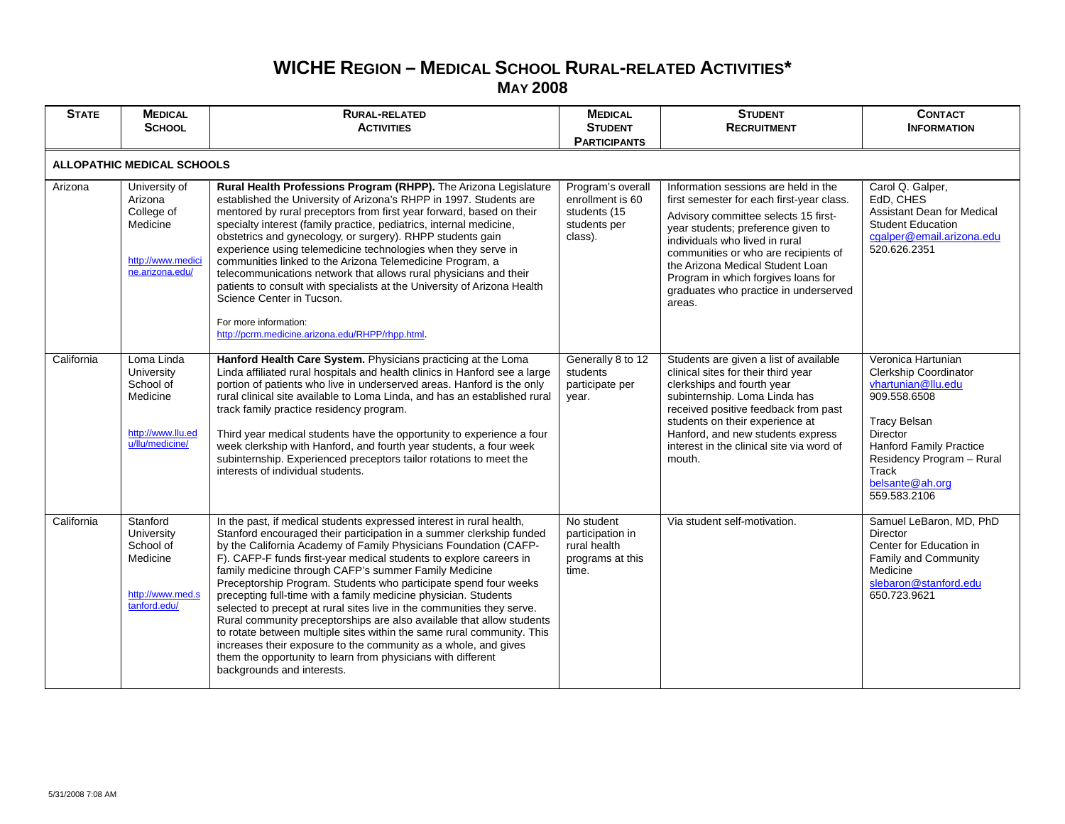# WICHE Region – Medical School Rural-related Activities*

## May 2008

| State | Medical School | Rural-related Activities | Medical Student Participants | Student Recruitment | Contact Information |
|---|---|---|---|---|---|
| **ALLOPATHIC MEDICAL SCHOOLS** | | | | | |
| Arizona | University of Arizona College of Medicine<br><br>http://www.medicine.arizona.edu/ | **Rural Health Professions Program (RHPP).** The Arizona Legislature established the University of Arizona's RHPP in 1997. Students are mentored by rural preceptors from first year forward, based on their specialty interest (family practice, pediatrics, internal medicine, obstetrics and gynecology, or surgery). RHPP students gain experience using telemedicine technologies when they serve in communities linked to the Arizona Telemedicine Program, a telecommunications network that allows rural physicians and their patients to consult with specialists at the University of Arizona Health Science Center in Tucson.<br><br>For more information: http://pcrm.medicine.arizona.edu/RHPP/rhpp.html. | Program's overall enrollment is 60 students (15 students per class). | Information sessions are held in the first semester for each first-year class.<br><br>Advisory committee selects 15 first-year students; preference given to individuals who lived in rural communities or who are recipients of the Arizona Medical Student Loan Program in which forgives loans for graduates who practice in underserved areas. | Carol Q. Galper, EdD, CHES<br>Assistant Dean for Medical Student Education<br>cqalper@email.arizona.edu<br>520.626.2351 |
| California | Loma Linda University School of Medicine<br><br>http://www.llu.edu/llu/medicine/ | **Hanford Health Care System.** Physicians practicing at the Loma Linda affiliated rural hospitals and health clinics in Hanford see a large portion of patients who live in underserved areas. Hanford is the only rural clinical site available to Loma Linda, and has an established rural track family practice residency program.<br><br>Third year medical students have the opportunity to experience a four week clerkship with Hanford, and fourth year students, a four week subinternship. Experienced preceptors tailor rotations to meet the interests of individual students. | Generally 8 to 12 students participate per year. | Students are given a list of available clinical sites for their third year clerkships and fourth year subinternship. Loma Linda has received positive feedback from past students on their experience at Hanford, and new students express interest in the clinical site via word of mouth. | Veronica Hartunian<br>Clerkship Coordinator<br>vhartunian@llu.edu<br>909.558.6508<br><br>Tracy Belsan<br>Director<br>Hanford Family Practice Residency Program – Rural Track<br>belsante@ah.org<br>559.583.2106 |
| California | Stanford University School of Medicine<br><br>http://www.med.stanford.edu/ | In the past, if medical students expressed interest in rural health, Stanford encouraged their participation in a summer clerkship funded by the California Academy of Family Physicians Foundation (CAFP-F). CAFP-F funds first-year medical students to explore careers in family medicine through CAFP's summer Family Medicine Preceptorship Program. Students who participate spend four weeks precepting full-time with a family medicine physician. Students selected to precept at rural sites live in the communities they serve. Rural community preceptorships are also available that allow students to rotate between multiple sites within the same rural community. This increases their exposure to the community as a whole, and gives them the opportunity to learn from physicians with different backgrounds and interests. | No student participation in rural health programs at this time. | Via student self-motivation. | Samuel LeBaron, MD, PhD<br>Director<br>Center for Education in Family and Community Medicine<br>slebaron@stanford.edu<br>650.723.9621 |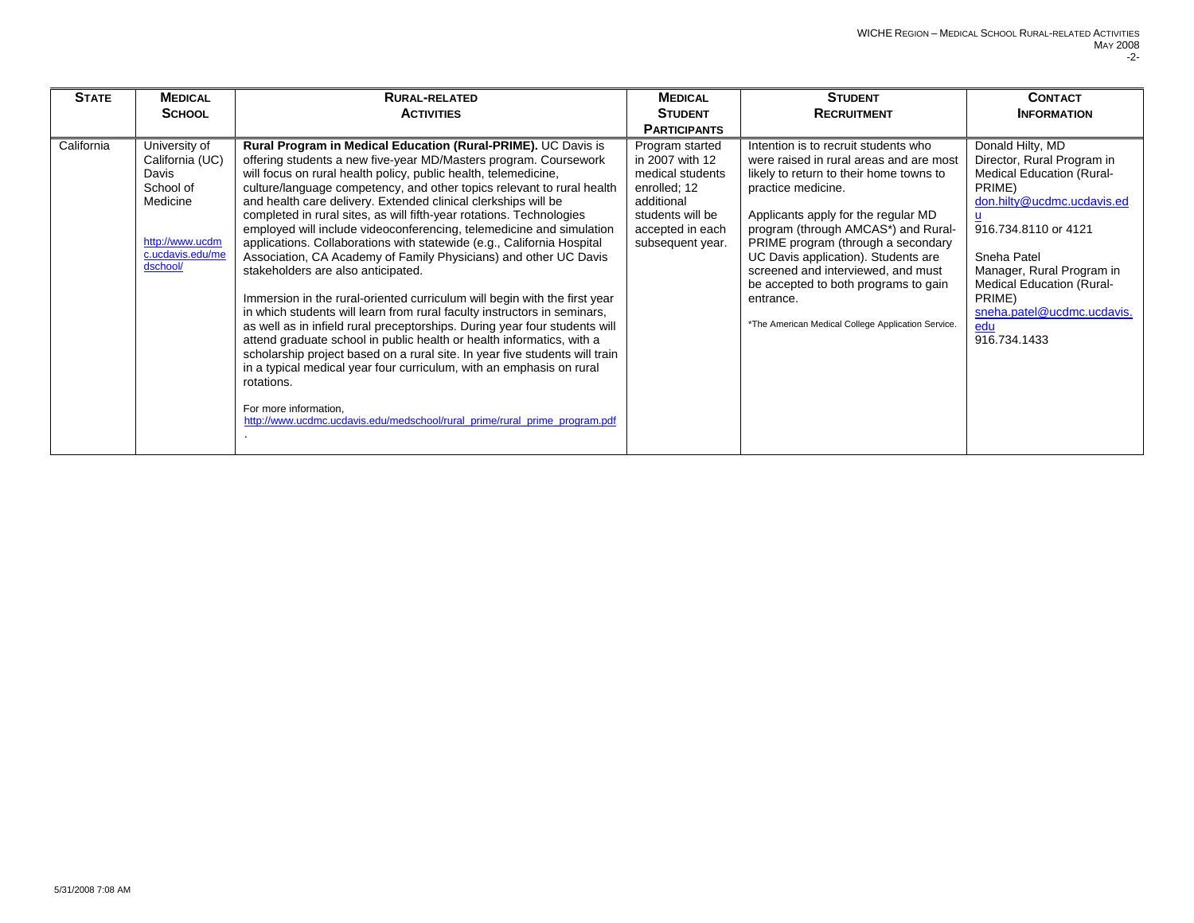| STATE | MEDICAL SCHOOL | RURAL-RELATED ACTIVITIES | MEDICAL STUDENT PARTICIPANTS | STUDENT RECRUITMENT | CONTACT INFORMATION |
|---|---|---|---|---|---|
| California | University of California (UC) Davis School of Medicine<br><br>http://www.ucdmc.ucdavis.edu/medschool/ | **Rural Program in Medical Education (Rural-PRIME).** UC Davis is offering students a new five-year MD/Masters program. Coursework will focus on rural health policy, public health, telemedicine, culture/language competency, and other topics relevant to rural health and health care delivery. Extended clinical clerkships will be completed in rural sites, as will fifth-year rotations. Technologies employed will include videoconferencing, telemedicine and simulation applications. Collaborations with statewide (e.g., California Hospital Association, CA Academy of Family Physicians) and other UC Davis stakeholders are also anticipated.<br><br>Immersion in the rural-oriented curriculum will begin with the first year in which students will learn from rural faculty instructors in seminars, as well as in infield rural preceptorships. During year four students will attend graduate school in public health or health informatics, with a scholarship project based on a rural site. In year five students will train in a typical medical year four curriculum, with an emphasis on rural rotations.<br><br>For more information, http://www.ucdmc.ucdavis.edu/medschool/rural_prime/rural_prime_program.pdf. | Program started in 2007 with 12 medical students enrolled; 12 additional students will be accepted in each subsequent year. | Intention is to recruit students who were raised in rural areas and are most likely to return to their home towns to practice medicine.<br><br>Applicants apply for the regular MD program (through AMCAS*) and Rural-PRIME program (through a secondary UC Davis application). Students are screened and interviewed, and must be accepted to both programs to gain entrance.<br><br>*The American Medical College Application Service. | Donald Hilty, MD<br>Director, Rural Program in Medical Education (Rural-PRIME)<br>don.hilty@ucdmc.ucdavis.edu<br>916.734.8110 or 4121<br><br>Sneha Patel<br>Manager, Rural Program in Medical Education (Rural-PRIME)<br>sneha.patel@ucdmc.ucdavis.edu<br>916.734.1433 |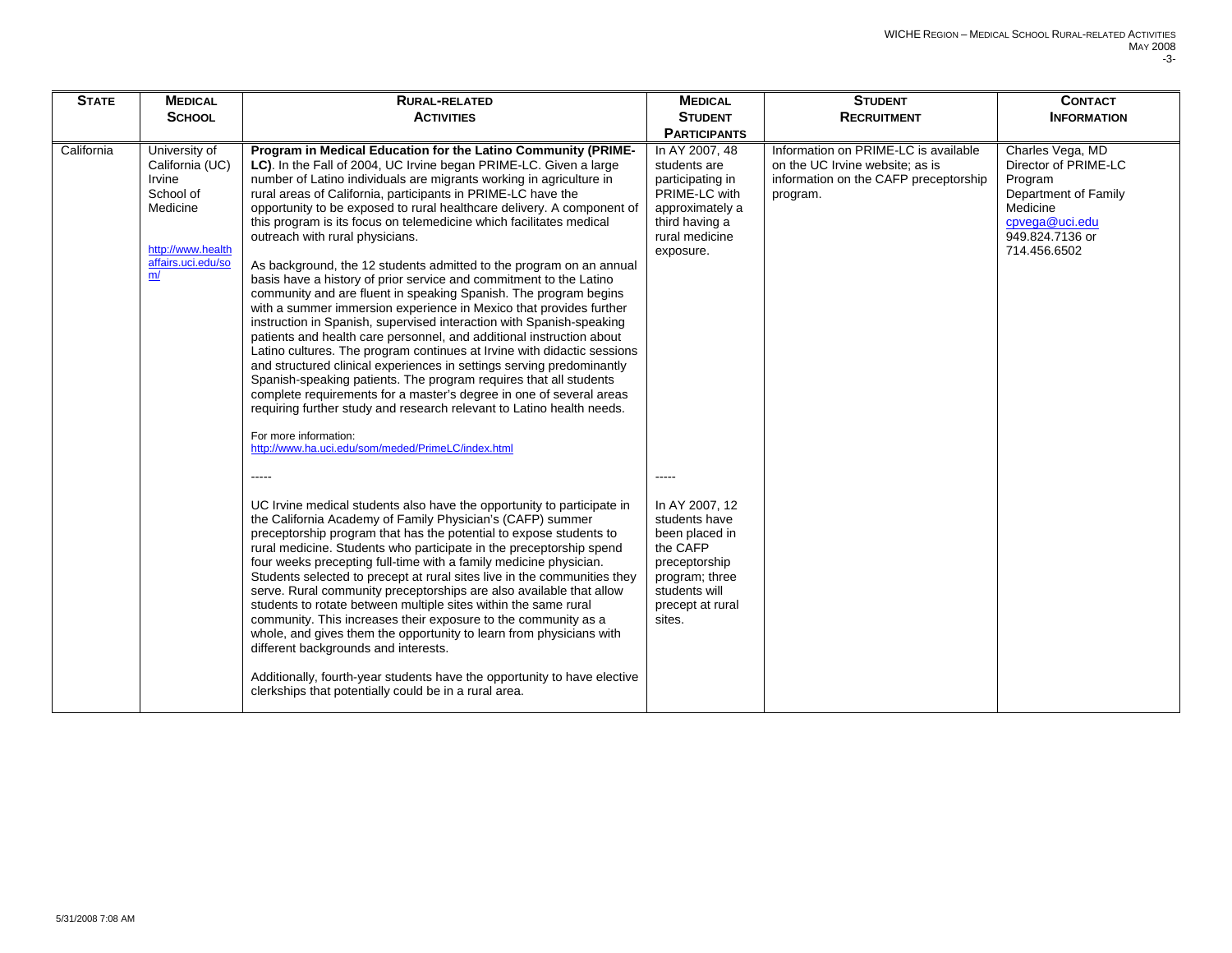| STATE | MEDICAL SCHOOL | RURAL-RELATED ACTIVITIES | MEDICAL STUDENT PARTICIPANTS | STUDENT RECRUITMENT | CONTACT INFORMATION |
|---|---|---|---|---|---|
| California | University of California (UC) Irvine School of Medicine<br><br>http://www.healthaffairs.uci.edu/som/ | **Program in Medical Education for the Latino Community (PRIME-LC)**. In the Fall of 2004, UC Irvine began PRIME-LC. Given a large number of Latino individuals are migrants working in agriculture in rural areas of California, participants in PRIME-LC have the opportunity to be exposed to rural healthcare delivery. A component of this program is its focus on telemedicine which facilitates medical outreach with rural physicians.<br><br>As background, the 12 students admitted to the program on an annual basis have a history of prior service and commitment to the Latino community and are fluent in speaking Spanish. The program begins with a summer immersion experience in Mexico that provides further instruction in Spanish, supervised interaction with Spanish-speaking patients and health care personnel, and additional instruction about Latino cultures. The program continues at Irvine with didactic sessions and structured clinical experiences in settings serving predominantly Spanish-speaking patients. The program requires that all students complete requirements for a master's degree in one of several areas requiring further study and research relevant to Latino health needs.<br><br>For more information:<br>http://www.ha.uci.edu/som/meded/PrimeLC/index.html<br><br>-----<br><br>UC Irvine medical students also have the opportunity to participate in the California Academy of Family Physician's (CAFP) summer preceptorship program that has the potential to expose students to rural medicine. Students who participate in the preceptorship spend four weeks precepting full-time with a family medicine physician. Students selected to precept at rural sites live in the communities they serve. Rural community preceptorships are also available that allow students to rotate between multiple sites within the same rural community. This increases their exposure to the community as a whole, and gives them the opportunity to learn from physicians with different backgrounds and interests.<br><br>Additionally, fourth-year students have the opportunity to have elective clerkships that potentially could be in a rural area. | In AY 2007, 48 students are participating in PRIME-LC with approximately a third having a rural medicine exposure.<br><br>-----<br><br>In AY 2007, 12 students have been placed in the CAFP preceptorship program; three students will precept at rural sites. | Information on PRIME-LC is available on the UC Irvine website; as is information on the CAFP preceptorship program. | Charles Vega, MD<br>Director of PRIME-LC Program<br>Department of Family Medicine<br>cpvega@uci.edu<br>949.824.7136 or 714.456.6502 |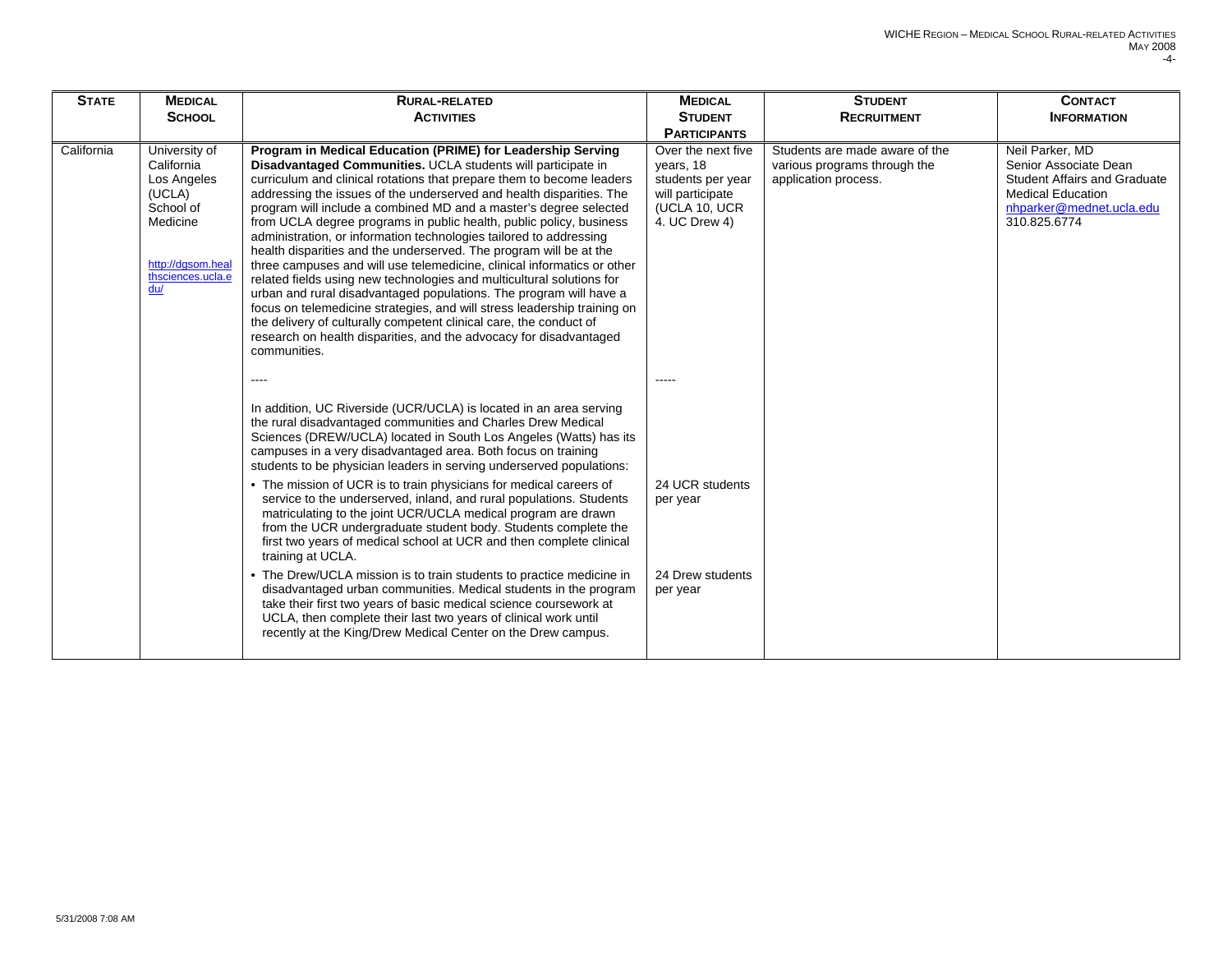| STATE | MEDICAL SCHOOL | RURAL-RELATED ACTIVITIES | MEDICAL STUDENT PARTICIPANTS | STUDENT RECRUITMENT | CONTACT INFORMATION |
|---|---|---|---|---|---|
| California | University of California Los Angeles (UCLA) School of Medicine<br><br>http://dgsom.healthsciences.ucla.edu/ | **Program in Medical Education (PRIME) for Leadership Serving Disadvantaged Communities.** UCLA students will participate in curriculum and clinical rotations that prepare them to become leaders addressing the issues of the underserved and health disparities. The program will include a combined MD and a master's degree selected from UCLA degree programs in public health, public policy, business administration, or information technologies tailored to addressing health disparities and the underserved. The program will be at the three campuses and will use telemedicine, clinical informatics or other related fields using new technologies and multicultural solutions for urban and rural disadvantaged populations. The program will have a focus on telemedicine strategies, and will stress leadership training on the delivery of culturally competent clinical care, the conduct of research on health disparities, and the advocacy for disadvantaged communities.<br><br>----<br><br>In addition, UC Riverside (UCR/UCLA) is located in an area serving the rural disadvantaged communities and Charles Drew Medical Sciences (DREW/UCLA) located in South Los Angeles (Watts) has its campuses in a very disadvantaged area. Both focus on training students to be physician leaders in serving underserved populations:<br>• The mission of UCR is to train physicians for medical careers of service to the underserved, inland, and rural populations. Students matriculating to the joint UCR/UCLA medical program are drawn from the UCR undergraduate student body. Students complete the first two years of medical school at UCR and then complete clinical training at UCLA.<br>• The Drew/UCLA mission is to train students to practice medicine in disadvantaged urban communities. Medical students in the program take their first two years of basic medical science coursework at UCLA, then complete their last two years of clinical work until recently at the King/Drew Medical Center on the Drew campus. | Over the next five years, 18 students per year will participate (UCLA 10, UCR 4. UC Drew 4)<br><br>-----<br><br>24 UCR students per year<br><br>24 Drew students per year | Students are made aware of the various programs through the application process. | Neil Parker, MD<br>Senior Associate Dean<br>Student Affairs and Graduate Medical Education<br>nhparker@mednet.ucla.edu<br>310.825.6774 |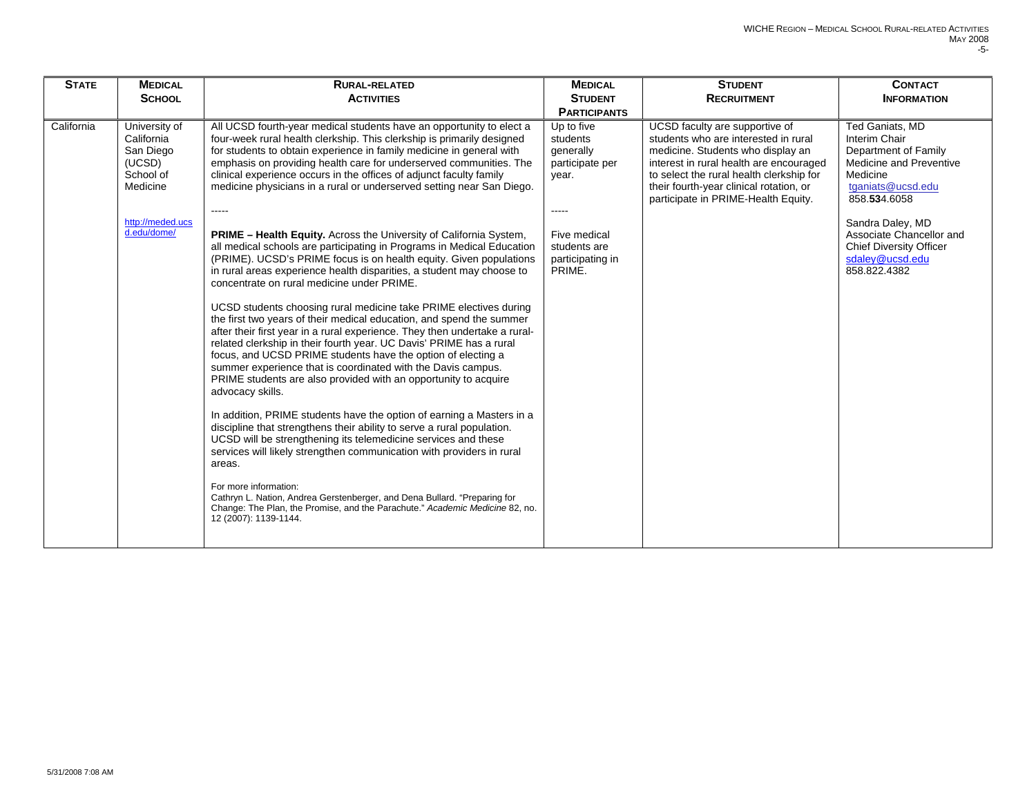| State | Medical School | Rural-related Activities | Medical Student Participants | Student Recruitment | Contact Information |
|---|---|---|---|---|---|
| California | University of California San Diego (UCSD) School of Medicine<br><br>http://meded.ucsd.edu/dome/ | All UCSD fourth-year medical students have an opportunity to elect a four-week rural health clerkship. This clerkship is primarily designed for students to obtain experience in family medicine in general with emphasis on providing health care for underserved communities. The clinical experience occurs in the offices of adjunct faculty family medicine physicians in a rural or underserved setting near San Diego.<br><br>-----<br><br>**PRIME – Health Equity.** Across the University of California System, all medical schools are participating in Programs in Medical Education (PRIME). UCSD's PRIME focus is on health equity. Given populations in rural areas experience health disparities, a student may choose to concentrate on rural medicine under PRIME.<br><br>UCSD students choosing rural medicine take PRIME electives during the first two years of their medical education, and spend the summer after their first year in a rural experience. They then undertake a rural-related clerkship in their fourth year. UC Davis' PRIME has a rural focus, and UCSD PRIME students have the option of electing a summer experience that is coordinated with the Davis campus. PRIME students are also provided with an opportunity to acquire advocacy skills.<br><br>In addition, PRIME students have the option of earning a Masters in a discipline that strengthens their ability to serve a rural population. UCSD will be strengthening its telemedicine services and these services will likely strengthen communication with providers in rural areas.<br><br>For more information:<br>Cathryn L. Nation, Andrea Gerstenberger, and Dena Bullard. "Preparing for Change: The Plan, the Promise, and the Parachute." *Academic Medicine* 82, no. 12 (2007): 1139-1144. | Up to five students generally participate per year.<br><br>-----<br><br>Five medical students are participating in PRIME. | UCSD faculty are supportive of students who are interested in rural medicine. Students who display an interest in rural health are encouraged to select the rural health clerkship for their fourth-year clinical rotation, or participate in PRIME-Health Equity. | Ted Ganiats, MD<br>Interim Chair<br>Department of Family Medicine and Preventive Medicine<br>tganiats@ucsd.edu<br>858.534.6058<br><br>Sandra Daley, MD<br>Associate Chancellor and Chief Diversity Officer<br>sdaley@ucsd.edu<br>858.822.4382 |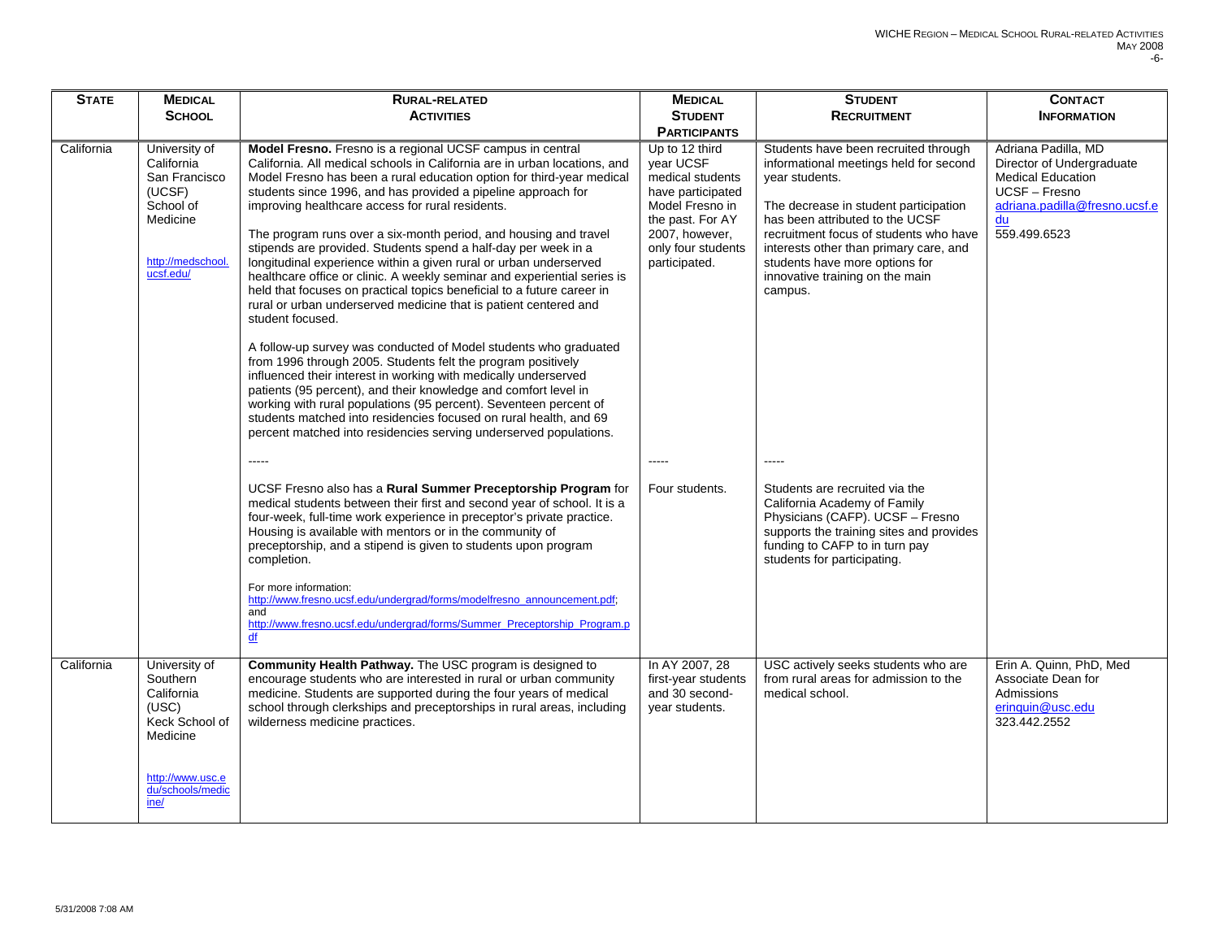| STATE | MEDICAL SCHOOL | RURAL-RELATED ACTIVITIES | MEDICAL STUDENT PARTICIPANTS | STUDENT RECRUITMENT | CONTACT INFORMATION |
|---|---|---|---|---|---|
| California | University of California San Francisco (UCSF) School of Medicine<br><br>http://medschool.ucsf.edu/ | **Model Fresno.** Fresno is a regional UCSF campus in central California. All medical schools in California are in urban locations, and Model Fresno has been a rural education option for third-year medical students since 1996, and has provided a pipeline approach for improving healthcare access for rural residents.<br><br>The program runs over a six-month period, and housing and travel stipends are provided. Students spend a half-day per week in a longitudinal experience within a given rural or urban underserved healthcare office or clinic. A weekly seminar and experiential series is held that focuses on practical topics beneficial to a future career in rural or urban underserved medicine that is patient centered and student focused.<br><br>A follow-up survey was conducted of Model students who graduated from 1996 through 2005. Students felt the program positively influenced their interest in working with medically underserved patients (95 percent), and their knowledge and comfort level in working with rural populations (95 percent). Seventeen percent of students matched into residencies focused on rural health, and 69 percent matched into residencies serving underserved populations.<br><br>-----<br><br>UCSF Fresno also has a **Rural Summer Preceptorship Program** for medical students between their first and second year of school. It is a four-week, full-time work experience in preceptor's private practice. Housing is available with mentors or in the community of preceptorship, and a stipend is given to students upon program completion.<br><br>For more information: http://www.fresno.ucsf.edu/undergrad/forms/modelfresno_announcement.pdf; and http://www.fresno.ucsf.edu/undergrad/forms/Summer_Preceptorship_Program.pdf | Up to 12 third year UCSF medical students have participated Model Fresno in the past. For AY 2007, however, only four students participated.<br><br>-----<br><br>Four students. | Students have been recruited through informational meetings held for second year students.<br><br>The decrease in student participation has been attributed to the UCSF recruitment focus of students who have interests other than primary care, and students have more options for innovative training on the main campus.<br><br>-----<br><br>Students are recruited via the California Academy of Family Physicians (CAFP). UCSF – Fresno supports the training sites and provides funding to CAFP to in turn pay students for participating. | Adriana Padilla, MD<br>Director of Undergraduate Medical Education<br>UCSF – Fresno<br>adriana.padilla@fresno.ucsf.edu<br>559.499.6523 |
| California | University of Southern California (USC) Keck School of Medicine<br><br>http://www.usc.edu/schools/medicine/ | **Community Health Pathway.** The USC program is designed to encourage students who are interested in rural or urban community medicine. Students are supported during the four years of medical school through clerkships and preceptorships in rural areas, including wilderness medicine practices. | In AY 2007, 28 first-year students and 30 second-year students. | USC actively seeks students who are from rural areas for admission to the medical school. | Erin A. Quinn, PhD, Med<br>Associate Dean for Admissions<br>erinquin@usc.edu<br>323.442.2552 |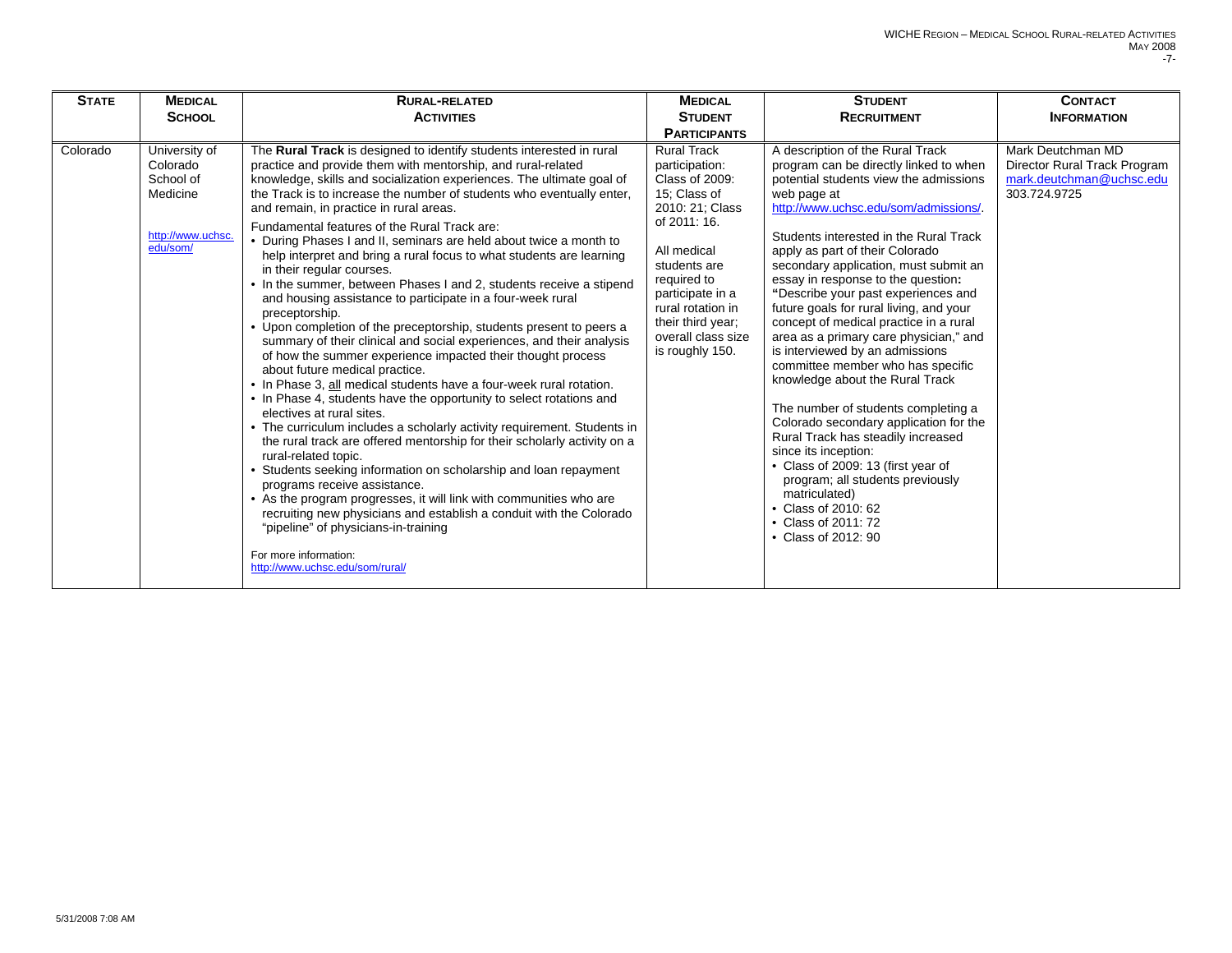| STATE | MEDICAL SCHOOL | RURAL-RELATED ACTIVITIES | MEDICAL STUDENT PARTICIPANTS | STUDENT RECRUITMENT | CONTACT INFORMATION |
|---|---|---|---|---|---|
| Colorado | University of Colorado School of Medicine<br><br>http://www.uchsc.edu/som/ | The **Rural Track** is designed to identify students interested in rural practice and provide them with mentorship, and rural-related knowledge, skills and socialization experiences. The ultimate goal of the Track is to increase the number of students who eventually enter, and remain, in practice in rural areas.<br><br>Fundamental features of the Rural Track are:<br>• During Phases I and II, seminars are held about twice a month to help interpret and bring a rural focus to what students are learning in their regular courses.<br>• In the summer, between Phases I and 2, students receive a stipend and housing assistance to participate in a four-week rural preceptorship.<br>• Upon completion of the preceptorship, students present to peers a summary of their clinical and social experiences, and their analysis of how the summer experience impacted their thought process about future medical practice.<br>• In Phase 3, all medical students have a four-week rural rotation.<br>• In Phase 4, students have the opportunity to select rotations and electives at rural sites.<br>• The curriculum includes a scholarly activity requirement. Students in the rural track are offered mentorship for their scholarly activity on a rural-related topic.<br>• Students seeking information on scholarship and loan repayment programs receive assistance.<br>• As the program progresses, it will link with communities who are recruiting new physicians and establish a conduit with the Colorado "pipeline" of physicians-in-training<br><br>For more information:<br>http://www.uchsc.edu/som/rural/ | Rural Track participation: Class of 2009: 15; Class of 2010: 21; Class of 2011: 16.<br><br>All medical students are required to participate in a rural rotation in their third year; overall class size is roughly 150. | A description of the Rural Track program can be directly linked to when potential students view the admissions web page at http://www.uchsc.edu/som/admissions/.<br><br>Students interested in the Rural Track apply as part of their Colorado secondary application, must submit an essay in response to the question: "Describe your past experiences and future goals for rural living, and your concept of medical practice in a rural area as a primary care physician," and is interviewed by an admissions committee member who has specific knowledge about the Rural Track<br><br>The number of students completing a Colorado secondary application for the Rural Track has steadily increased since its inception:<br>• Class of 2009: 13 (first year of program; all students previously matriculated)<br>• Class of 2010: 62<br>• Class of 2011: 72<br>• Class of 2012: 90 | Mark Deutchman MD<br>Director Rural Track Program<br>mark.deutchman@uchsc.edu<br>303.724.9725 |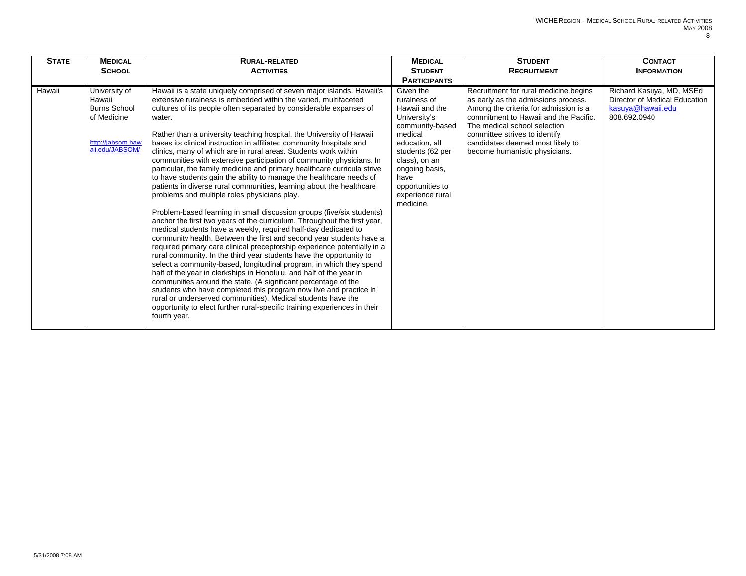| STATE | MEDICAL SCHOOL | RURAL-RELATED ACTIVITIES | MEDICAL STUDENT PARTICIPANTS | STUDENT RECRUITMENT | CONTACT INFORMATION |
|---|---|---|---|---|---|
| Hawaii | University of Hawaii Burns School of Medicine<br><br>http://jabsom.hawaii.edu/JABSOM/ | Hawaii is a state uniquely comprised of seven major islands. Hawaii's extensive ruralness is embedded within the varied, multifaceted cultures of its people often separated by considerable expanses of water.<br><br>Rather than a university teaching hospital, the University of Hawaii bases its clinical instruction in affiliated community hospitals and clinics, many of which are in rural areas. Students work within communities with extensive participation of community physicians. In particular, the family medicine and primary healthcare curricula strive to have students gain the ability to manage the healthcare needs of patients in diverse rural communities, learning about the healthcare problems and multiple roles physicians play.<br><br>Problem-based learning in small discussion groups (five/six students) anchor the first two years of the curriculum. Throughout the first year, medical students have a weekly, required half-day dedicated to community health. Between the first and second year students have a required primary care clinical preceptorship experience potentially in a rural community. In the third year students have the opportunity to select a community-based, longitudinal program, in which they spend half of the year in clerkships in Honolulu, and half of the year in communities around the state. (A significant percentage of the students who have completed this program now live and practice in rural or underserved communities). Medical students have the opportunity to elect further rural-specific training experiences in their fourth year. | Given the ruralness of Hawaii and the University's community-based medical education, all students (62 per class), on an ongoing basis, have opportunities to experience rural medicine. | Recruitment for rural medicine begins as early as the admissions process. Among the criteria for admission is a commitment to Hawaii and the Pacific. The medical school selection committee strives to identify candidates deemed most likely to become humanistic physicians. | Richard Kasuya, MD, MSEd<br>Director of Medical Education<br>kasuya@hawaii.edu<br>808.692.0940 |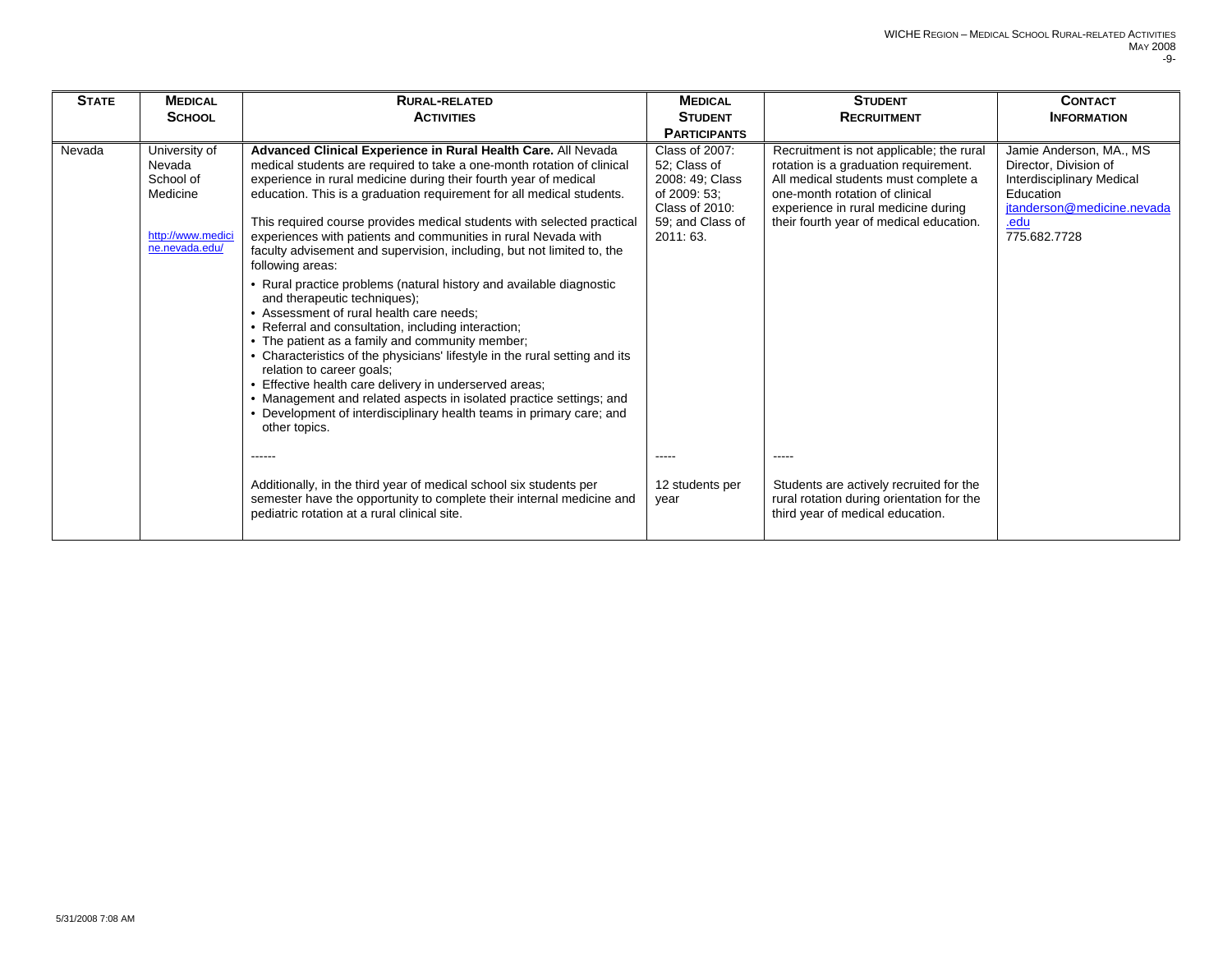| STATE | MEDICAL SCHOOL | RURAL-RELATED ACTIVITIES | MEDICAL STUDENT PARTICIPANTS | STUDENT RECRUITMENT | CONTACT INFORMATION |
|---|---|---|---|---|---|
| Nevada | University of Nevada School of Medicine<br><br>http://www.medicine.nevada.edu/ | **Advanced Clinical Experience in Rural Health Care.** All Nevada medical students are required to take a one-month rotation of clinical experience in rural medicine during their fourth year of medical education. This is a graduation requirement for all medical students.<br><br>This required course provides medical students with selected practical experiences with patients and communities in rural Nevada with faculty advisement and supervision, including, but not limited to, the following areas:<br>• Rural practice problems (natural history and available diagnostic and therapeutic techniques);<br>• Assessment of rural health care needs;<br>• Referral and consultation, including interaction;<br>• The patient as a family and community member;<br>• Characteristics of the physicians' lifestyle in the rural setting and its relation to career goals;<br>• Effective health care delivery in underserved areas;<br>• Management and related aspects in isolated practice settings; and<br>• Development of interdisciplinary health teams in primary care; and other topics.<br><br>------<br><br>Additionally, in the third year of medical school six students per semester have the opportunity to complete their internal medicine and pediatric rotation at a rural clinical site. | Class of 2007: 52; Class of 2008: 49; Class of 2009: 53; Class of 2010: 59; and Class of 2011: 63.<br><br>-----<br><br>12 students per year | Recruitment is not applicable; the rural rotation is a graduation requirement. All medical students must complete a one-month rotation of clinical experience in rural medicine during their fourth year of medical education.<br><br>-----<br><br>Students are actively recruited for the rural rotation during orientation for the third year of medical education. | Jamie Anderson, MA., MS<br>Director, Division of Interdisciplinary Medical Education<br>jtanderson@medicine.nevada.edu<br>775.682.7728 |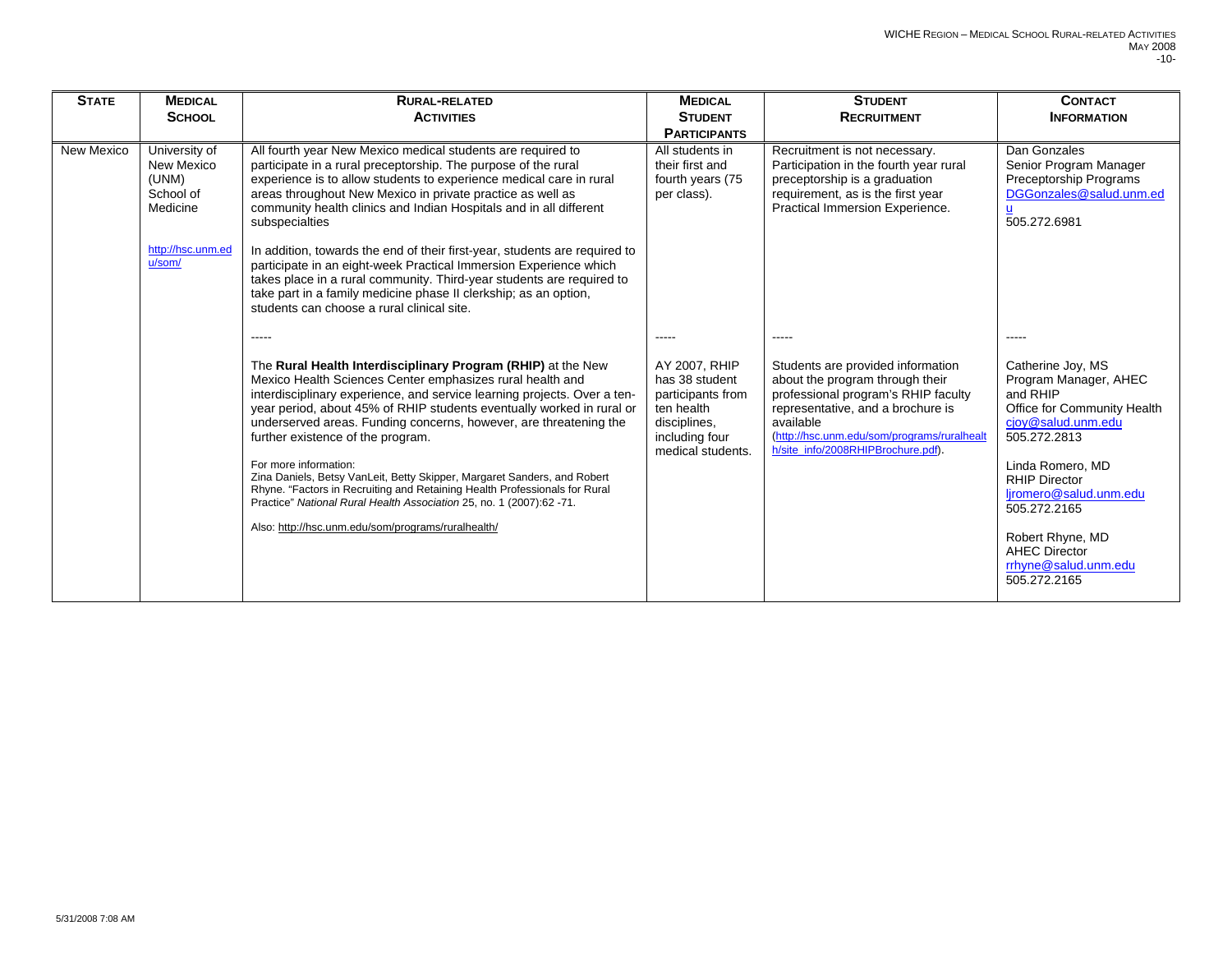| State | Medical School | Rural-related Activities | Medical Student Participants | Student Recruitment | Contact Information |
|---|---|---|---|---|---|
| New Mexico | University of New Mexico (UNM) School of Medicine<br><br>http://hsc.unm.edu/som/ | All fourth year New Mexico medical students are required to participate in a rural preceptorship. The purpose of the rural experience is to allow students to experience medical care in rural areas throughout New Mexico in private practice as well as community health clinics and Indian Hospitals and in all different subspecialties<br><br>In addition, towards the end of their first-year, students are required to participate in an eight-week Practical Immersion Experience which takes place in a rural community. Third-year students are required to take part in a family medicine phase II clerkship; as an option, students can choose a rural clinical site. | All students in their first and fourth years (75 per class). | Recruitment is not necessary. Participation in the fourth year rural preceptorship is a graduation requirement, as is the first year Practical Immersion Experience. | Dan Gonzales<br>Senior Program Manager<br>Preceptorship Programs<br>DGGonzales@salud.unm.edu<br>505.272.6981 |
| | | ----- | ----- | ----- | ----- |
| | | The **Rural Health Interdisciplinary Program (RHIP)** at the New Mexico Health Sciences Center emphasizes rural health and interdisciplinary experience, and service learning projects. Over a ten-year period, about 45% of RHIP students eventually worked in rural or underserved areas. Funding concerns, however, are threatening the further existence of the program.<br><br>For more information:<br>Zina Daniels, Betsy VanLeit, Betty Skipper, Margaret Sanders, and Robert Rhyne. "Factors in Recruiting and Retaining Health Professionals for Rural Practice" *National Rural Health Association* 25, no. 1 (2007):62 -71.<br><br>Also: http://hsc.unm.edu/som/programs/ruralhealth/ | AY 2007, RHIP has 38 student participants from ten health disciplines, including four medical students. | Students are provided information about the program through their professional program's RHIP faculty representative, and a brochure is available (http://hsc.unm.edu/som/programs/ruralhealth/site_info/2008RHIPBrochure.pdf). | Catherine Joy, MS<br>Program Manager, AHEC and RHIP<br>Office for Community Health<br>cjoy@salud.unm.edu<br>505.272.2813<br><br>Linda Romero, MD<br>RHIP Director<br>ljromero@salud.unm.edu<br>505.272.2165<br><br>Robert Rhyne, MD<br>AHEC Director<br>rrhyne@salud.unm.edu<br>505.272.2165 |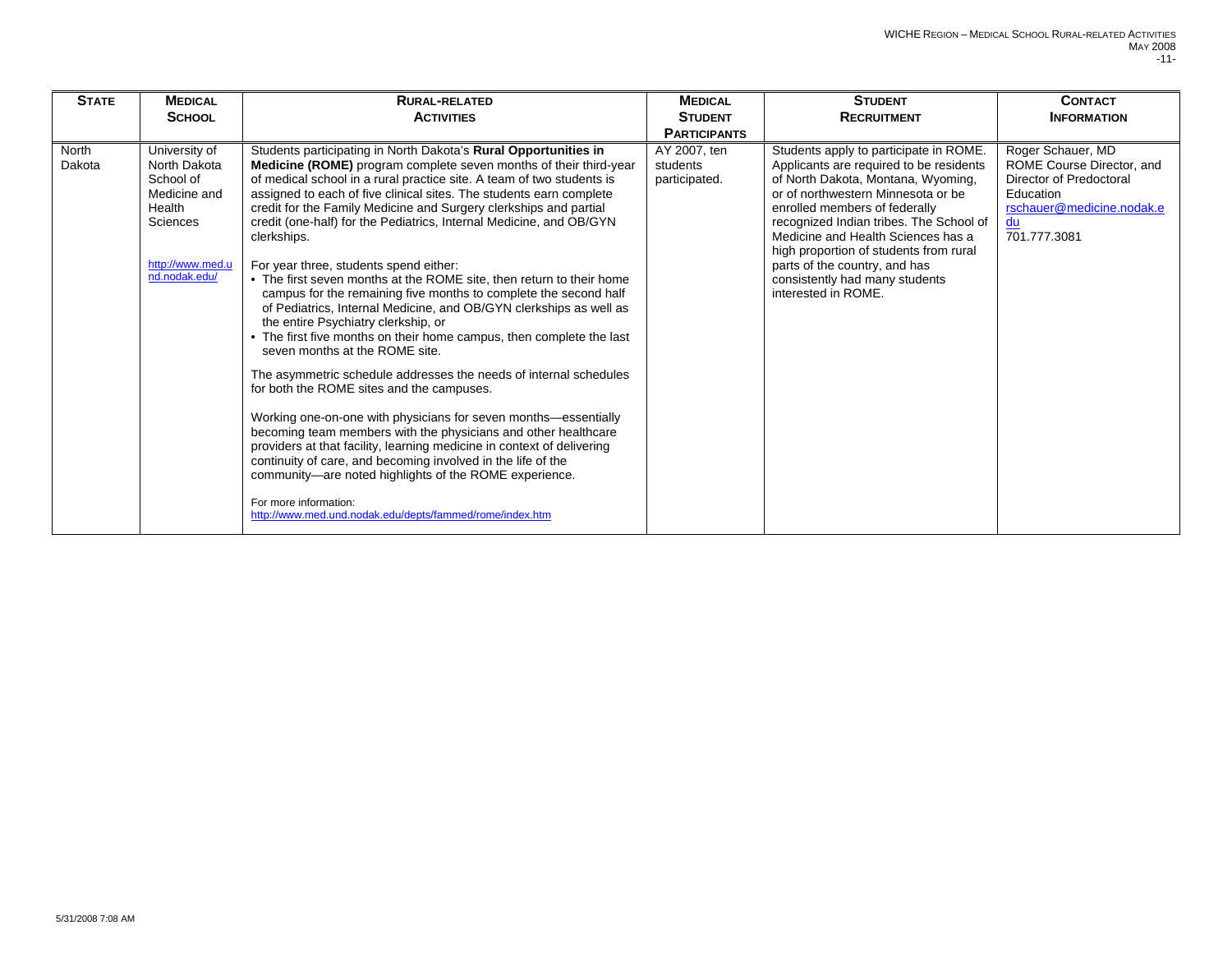| STATE | MEDICAL SCHOOL | RURAL-RELATED ACTIVITIES | MEDICAL STUDENT PARTICIPANTS | STUDENT RECRUITMENT | CONTACT INFORMATION |
|---|---|---|---|---|---|
| North Dakota | University of North Dakota School of Medicine and Health Sciences<br><br>http://www.med.und.nodak.edu/ | Students participating in North Dakota's **Rural Opportunities in Medicine (ROME)** program complete seven months of their third-year of medical school in a rural practice site. A team of two students is assigned to each of five clinical sites. The students earn complete credit for the Family Medicine and Surgery clerkships and partial credit (one-half) for the Pediatrics, Internal Medicine, and OB/GYN clerkships.<br><br>For year three, students spend either:<br>• The first seven months at the ROME site, then return to their home campus for the remaining five months to complete the second half of Pediatrics, Internal Medicine, and OB/GYN clerkships as well as the entire Psychiatry clerkship, or<br>• The first five months on their home campus, then complete the last seven months at the ROME site.<br><br>The asymmetric schedule addresses the needs of internal schedules for both the ROME sites and the campuses.<br><br>Working one-on-one with physicians for seven months—essentially becoming team members with the physicians and other healthcare providers at that facility, learning medicine in context of delivering continuity of care, and becoming involved in the life of the community—are noted highlights of the ROME experience.<br><br>For more information:<br>http://www.med.und.nodak.edu/depts/fammed/rome/index.htm | AY 2007, ten students participated. | Students apply to participate in ROME. Applicants are required to be residents of North Dakota, Montana, Wyoming, or of northwestern Minnesota or be enrolled members of federally recognized Indian tribes. The School of Medicine and Health Sciences has a high proportion of students from rural parts of the country, and has consistently had many students interested in ROME. | Roger Schauer, MD<br>ROME Course Director, and Director of Predoctoral Education<br>rschauer@medicine.nodak.edu<br>701.777.3081 |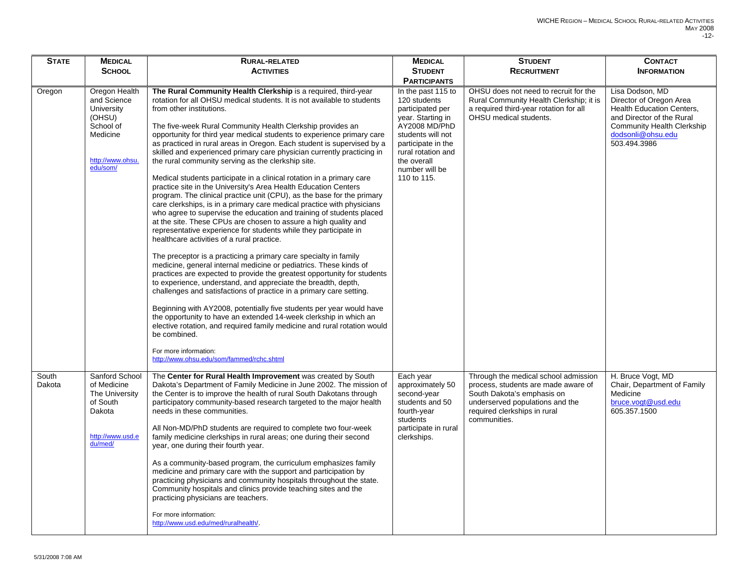| STATE | MEDICAL SCHOOL | RURAL-RELATED ACTIVITIES | MEDICAL STUDENT PARTICIPANTS | STUDENT RECRUITMENT | CONTACT INFORMATION |
|---|---|---|---|---|---|
| Oregon | Oregon Health and Science University (OHSU) School of Medicine<br><br>http://www.ohsu.edu/som/ | **The Rural Community Health Clerkship** is a required, third-year rotation for all OHSU medical students. It is not available to students from other institutions.<br><br>The five-week Rural Community Health Clerkship provides an opportunity for third year medical students to experience primary care as practiced in rural areas in Oregon. Each student is supervised by a skilled and experienced primary care physician currently practicing in the rural community serving as the clerkship site.<br><br>Medical students participate in a clinical rotation in a primary care practice site in the University's Area Health Education Centers program. The clinical practice unit (CPU), as the base for the primary care clerkships, is in a primary care medical practice with physicians who agree to supervise the education and training of students placed at the site. These CPUs are chosen to assure a high quality and representative experience for students while they participate in healthcare activities of a rural practice.<br><br>The preceptor is a practicing a primary care specialty in family medicine, general internal medicine or pediatrics. These kinds of practices are expected to provide the greatest opportunity for students to experience, understand, and appreciate the breadth, depth, challenges and satisfactions of practice in a primary care setting.<br><br>Beginning with AY2008, potentially five students per year would have the opportunity to have an extended 14-week clerkship in which an elective rotation, and required family medicine and rural rotation would be combined.<br><br>For more information:<br>http://www.ohsu.edu/som/fammed/rchc.shtml | In the past 115 to 120 students participated per year. Starting in AY2008 MD/PhD students will not participate in the rural rotation and the overall number will be 110 to 115. | OHSU does not need to recruit for the Rural Community Health Clerkship; it is a required third-year rotation for all OHSU medical students. | Lisa Dodson, MD<br>Director of Oregon Area Health Education Centers, and Director of the Rural Community Health Clerkship<br>dodsonli@ohsu.edu<br>503.494.3986 |
| South Dakota | Sanford School of Medicine The University of South Dakota<br><br>http://www.usd.edu/med/ | The **Center for Rural Health Improvement** was created by South Dakota's Department of Family Medicine in June 2002. The mission of the Center is to improve the health of rural South Dakotans through participatory community-based research targeted to the major health needs in these communities.<br><br>All Non-MD/PhD students are required to complete two four-week family medicine clerkships in rural areas; one during their second year, one during their fourth year.<br><br>As a community-based program, the curriculum emphasizes family medicine and primary care with the support and participation by practicing physicians and community hospitals throughout the state. Community hospitals and clinics provide teaching sites and the practicing physicians are teachers.<br><br>For more information:<br>http://www.usd.edu/med/ruralhealth/. | Each year approximately 50 second-year students and 50 fourth-year students participate in rural clerkships. | Through the medical school admission process, students are made aware of South Dakota's emphasis on underserved populations and the required clerkships in rural communities. | H. Bruce Vogt, MD<br>Chair, Department of Family Medicine<br>bruce.vogt@usd.edu<br>605.357.1500 |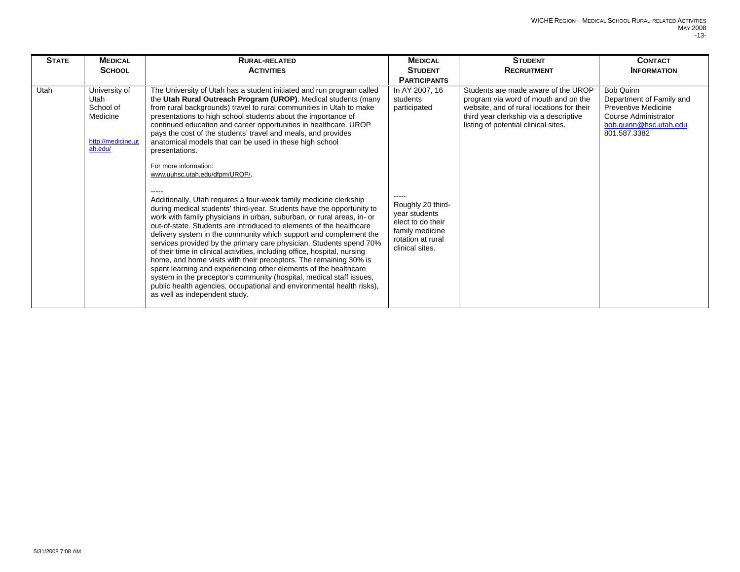| STATE | MEDICAL SCHOOL | RURAL-RELATED ACTIVITIES | MEDICAL STUDENT PARTICIPANTS | STUDENT RECRUITMENT | CONTACT INFORMATION |
| --- | --- | --- | --- | --- | --- |
| Utah | University of Utah School of Medicine<br><br>http://medicine.utah.edu/ | The University of Utah has a student initiated and run program called the **Utah Rural Outreach Program (UROP)**. Medical students (many from rural backgrounds) travel to rural communities in Utah to make presentations to high school students about the importance of continued education and career opportunities in healthcare. UROP pays the cost of the students' travel and meals, and provides anatomical models that can be used in these high school presentations.<br><br>For more information: www.uuhsc.utah.edu/dfpm/UROP/.<br><br>-----<br>Additionally, Utah requires a four-week family medicine clerkship during medical students' third-year. Students have the opportunity to work with family physicians in urban, suburban, or rural areas, in- or out-of-state. Students are introduced to elements of the healthcare delivery system in the community which support and complement the services provided by the primary care physician. Students spend 70% of their time in clinical activities, including office, hospital, nursing home, and home visits with their preceptors. The remaining 30% is spent learning and experiencing other elements of the healthcare system in the preceptor's community (hospital, medical staff issues, public health agencies, occupational and environmental health risks), as well as independent study. | In AY 2007, 16 students participated<br><br>-----<br>Roughly 20 third-year students elect to do their family medicine rotation at rural clinical sites. | Students are made aware of the UROP program via word of mouth and on the website, and of rural locations for their third year clerkship via a descriptive listing of potential clinical sites. | Bob Quinn<br>Department of Family and Preventive Medicine<br>Course Administrator<br>bob.quinn@hsc.utah.edu<br>801.587.3382 |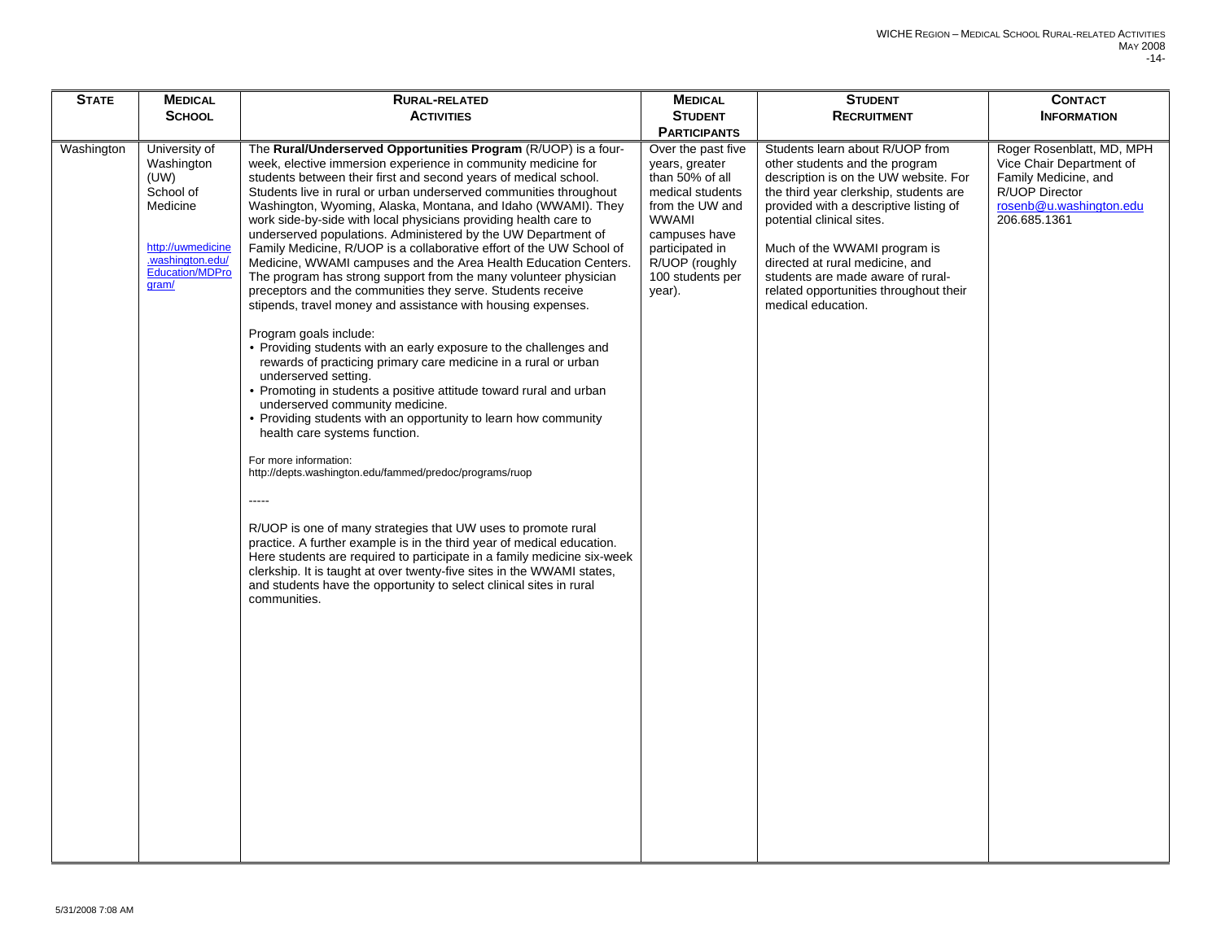| STATE | MEDICAL SCHOOL | RURAL-RELATED ACTIVITIES | MEDICAL STUDENT PARTICIPANTS | STUDENT RECRUITMENT | CONTACT INFORMATION |
|---|---|---|---|---|---|
| Washington | University of Washington (UW) School of Medicine<br><br>http://uwmedicine.washington.edu/Education/MDProgram/ | The **Rural/Underserved Opportunities Program** (R/UOP) is a four-week, elective immersion experience in community medicine for students between their first and second years of medical school. Students live in rural or urban underserved communities throughout Washington, Wyoming, Alaska, Montana, and Idaho (WWAMI). They work side-by-side with local physicians providing health care to underserved populations. Administered by the UW Department of Family Medicine, R/UOP is a collaborative effort of the UW School of Medicine, WWAMI campuses and the Area Health Education Centers. The program has strong support from the many volunteer physician preceptors and the communities they serve. Students receive stipends, travel money and assistance with housing expenses.<br><br>Program goals include:<br>• Providing students with an early exposure to the challenges and rewards of practicing primary care medicine in a rural or urban underserved setting.<br>• Promoting in students a positive attitude toward rural and urban underserved community medicine.<br>• Providing students with an opportunity to learn how community health care systems function.<br><br>For more information:<br>http://depts.washington.edu/fammed/predoc/programs/ruop<br><br>-----<br><br>R/UOP is one of many strategies that UW uses to promote rural practice. A further example is in the third year of medical education. Here students are required to participate in a family medicine six-week clerkship. It is taught at over twenty-five sites in the WWAMI states, and students have the opportunity to select clinical sites in rural communities. | Over the past five years, greater than 50% of all medical students from the UW and WWAMI campuses have participated in R/UOP (roughly 100 students per year). | Students learn about R/UOP from other students and the program description is on the UW website. For the third year clerkship, students are provided with a descriptive listing of potential clinical sites.<br><br>Much of the WWAMI program is directed at rural medicine, and students are made aware of rural-related opportunities throughout their medical education. | Roger Rosenblatt, MD, MPH<br>Vice Chair Department of Family Medicine, and R/UOP Director<br>rosenb@u.washington.edu<br>206.685.1361 |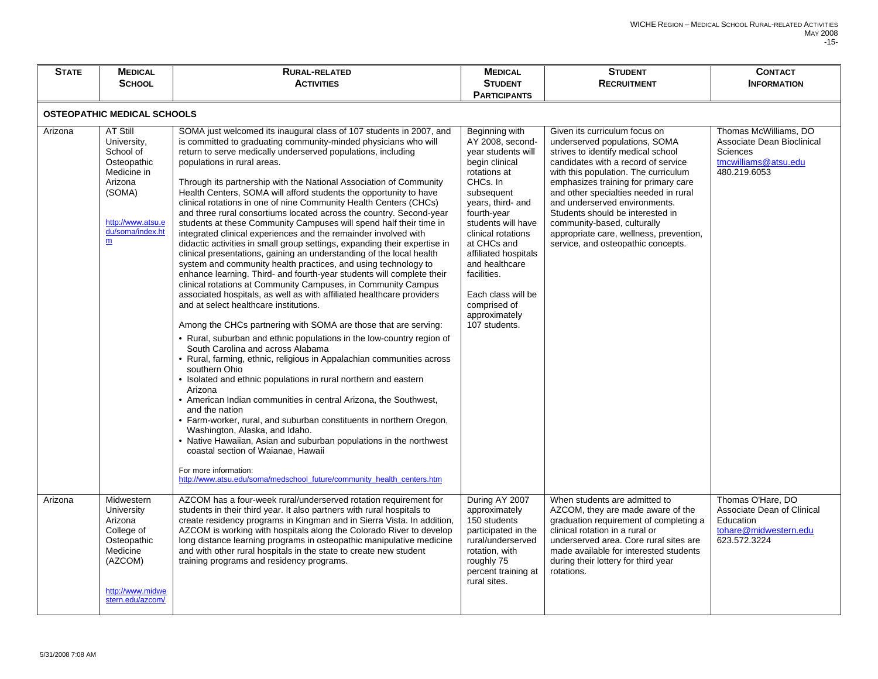| STATE | MEDICAL SCHOOL | RURAL-RELATED ACTIVITIES | MEDICAL STUDENT PARTICIPANTS | STUDENT RECRUITMENT | CONTACT INFORMATION |
|---|---|---|---|---|---|
| **OSTEOPATHIC MEDICAL SCHOOLS** | | | | | |
| Arizona | AT Still University, School of Osteopathic Medicine in Arizona (SOMA)<br><br>http://www.atsu.edu/soma/index.htm | SOMA just welcomed its inaugural class of 107 students in 2007, and is committed to graduating community-minded physicians who will return to serve medically underserved populations, including populations in rural areas.<br><br>Through its partnership with the National Association of Community Health Centers, SOMA will afford students the opportunity to have clinical rotations in one of nine Community Health Centers (CHCs) and three rural consortiums located across the country. Second-year students at these Community Campuses will spend half their time in integrated clinical experiences and the remainder involved with didactic activities in small group settings, expanding their expertise in clinical presentations, gaining an understanding of the local health system and community health practices, and using technology to enhance learning. Third- and fourth-year students will complete their clinical rotations at Community Campuses, in Community Campus associated hospitals, as well as with affiliated healthcare providers and at select healthcare institutions.<br><br>Among the CHCs partnering with SOMA are those that are serving:<br>• Rural, suburban and ethnic populations in the low-country region of South Carolina and across Alabama<br>• Rural, farming, ethnic, religious in Appalachian communities across southern Ohio<br>• Isolated and ethnic populations in rural northern and eastern Arizona<br>• American Indian communities in central Arizona, the Southwest, and the nation<br>• Farm-worker, rural, and suburban constituents in northern Oregon, Washington, Alaska, and Idaho.<br>• Native Hawaiian, Asian and suburban populations in the northwest coastal section of Waianae, Hawaii<br><br>For more information:<br>http://www.atsu.edu/soma/medschool_future/community_health_centers.htm | Beginning with AY 2008, second-year students will begin clinical rotations at CHCs. In subsequent years, third- and fourth-year students will have clinical rotations at CHCs and affiliated hospitals and healthcare facilities.<br><br>Each class will be comprised of approximately 107 students. | Given its curriculum focus on underserved populations, SOMA strives to identify medical school candidates with a record of service with this population. The curriculum emphasizes training for primary care and other specialties needed in rural and underserved environments. Students should be interested in community-based, culturally appropriate care, wellness, prevention, service, and osteopathic concepts. | Thomas McWilliams, DO<br>Associate Dean Bioclinical Sciences<br>tmcwilliams@atsu.edu<br>480.219.6053 |
| Arizona | Midwestern University Arizona College of Osteopathic Medicine (AZCOM)<br><br>http://www.midwestern.edu/azcom/ | AZCOM has a four-week rural/underserved rotation requirement for students in their third year. It also partners with rural hospitals to create residency programs in Kingman and in Sierra Vista. In addition, AZCOM is working with hospitals along the Colorado River to develop long distance learning programs in osteopathic manipulative medicine and with other rural hospitals in the state to create new student training programs and residency programs. | During AY 2007 approximately 150 students participated in the rural/underserved rotation, with roughly 75 percent training at rural sites. | When students are admitted to AZCOM, they are made aware of the graduation requirement of completing a clinical rotation in a rural or underserved area. Core rural sites are made available for interested students during their lottery for third year rotations. | Thomas O'Hare, DO<br>Associate Dean of Clinical Education<br>tohare@midwestern.edu<br>623.572.3224 |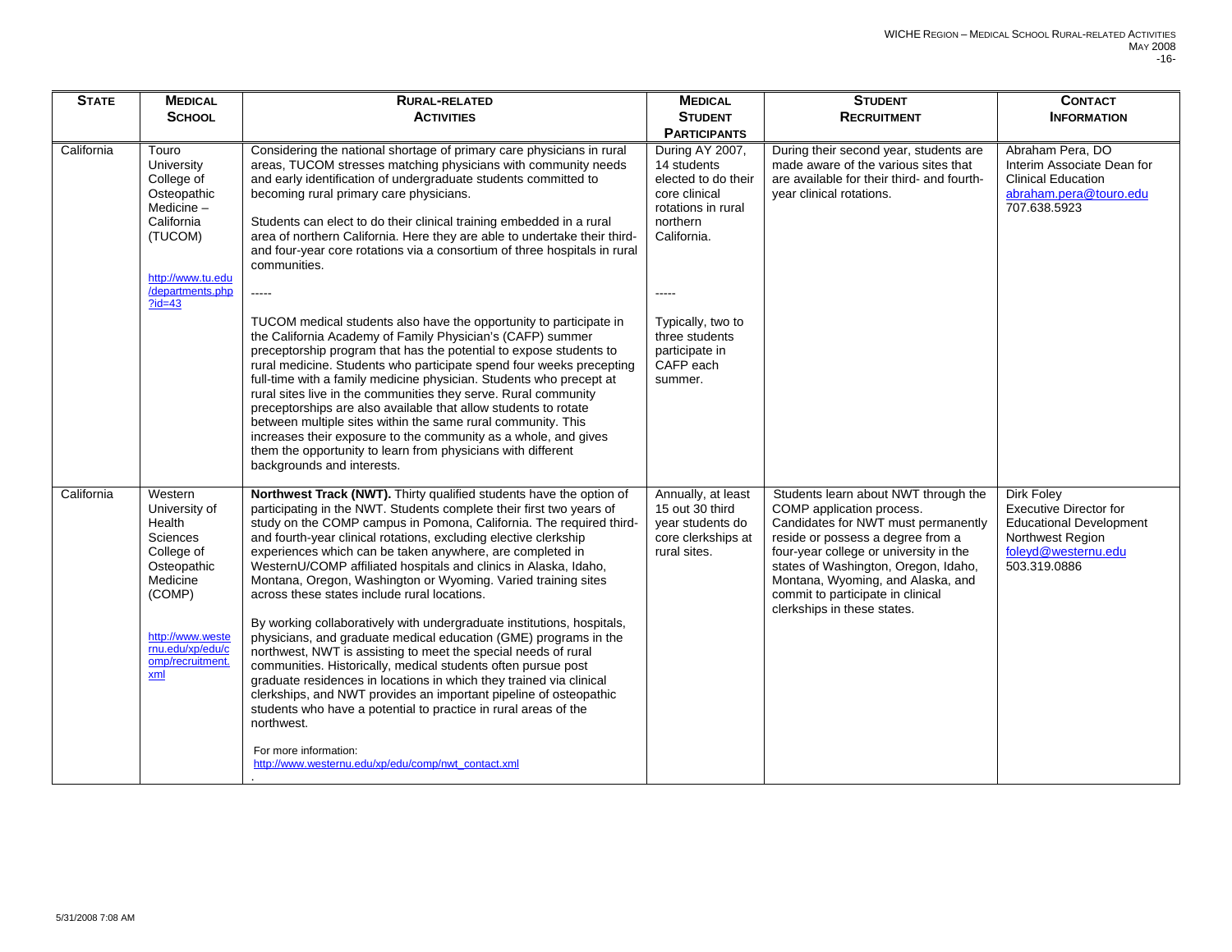| STATE | MEDICAL SCHOOL | RURAL-RELATED ACTIVITIES | MEDICAL STUDENT PARTICIPANTS | STUDENT RECRUITMENT | CONTACT INFORMATION |
|---|---|---|---|---|---|
| California | Touro University College of Osteopathic Medicine – California (TUCOM)<br><br>http://www.tu.edu/departments.php?id=43 | Considering the national shortage of primary care physicians in rural areas, TUCOM stresses matching physicians with community needs and early identification of undergraduate students committed to becoming rural primary care physicians.<br><br>Students can elect to do their clinical training embedded in a rural area of northern California. Here they are able to undertake their third- and four-year core rotations via a consortium of three hospitals in rural communities.<br><br>-----<br><br>TUCOM medical students also have the opportunity to participate in the California Academy of Family Physician's (CAFP) summer preceptorship program that has the potential to expose students to rural medicine. Students who participate spend four weeks precepting full-time with a family medicine physician. Students who precept at rural sites live in the communities they serve. Rural community preceptorships are also available that allow students to rotate between multiple sites within the same rural community. This increases their exposure to the community as a whole, and gives them the opportunity to learn from physicians with different backgrounds and interests. | During AY 2007, 14 students elected to do their core clinical rotations in rural northern California.<br><br>-----<br><br>Typically, two to three students participate in CAFP each summer. | During their second year, students are made aware of the various sites that are available for their third- and fourth-year clinical rotations. | Abraham Pera, DO<br>Interim Associate Dean for Clinical Education<br>abraham.pera@touro.edu<br>707.638.5923 |
| California | Western University of Health Sciences College of Osteopathic Medicine (COMP)<br><br>http://www.westernu.edu/xp/edu/comp/recruitment.xml | **Northwest Track (NWT).** Thirty qualified students have the option of participating in the NWT. Students complete their first two years of study on the COMP campus in Pomona, California. The required third- and fourth-year clinical rotations, excluding elective clerkship experiences which can be taken anywhere, are completed in WesternU/COMP affiliated hospitals and clinics in Alaska, Idaho, Montana, Oregon, Washington or Wyoming. Varied training sites across these states include rural locations.<br><br>By working collaboratively with undergraduate institutions, hospitals, physicians, and graduate medical education (GME) programs in the northwest, NWT is assisting to meet the special needs of rural communities. Historically, medical students often pursue post graduate residences in locations in which they trained via clinical clerkships, and NWT provides an important pipeline of osteopathic students who have a potential to practice in rural areas of the northwest.<br><br>For more information:<br>http://www.westernu.edu/xp/edu/comp/nwt_contact.xml | Annually, at least 15 out 30 third year students do core clerkships at rural sites. | Students learn about NWT through the COMP application process. Candidates for NWT must permanently reside or possess a degree from a four-year college or university in the states of Washington, Oregon, Idaho, Montana, Wyoming, and Alaska, and commit to participate in clinical clerkships in these states. | Dirk Foley<br>Executive Director for Educational Development<br>Northwest Region<br>foleyd@westernu.edu<br>503.319.0886 |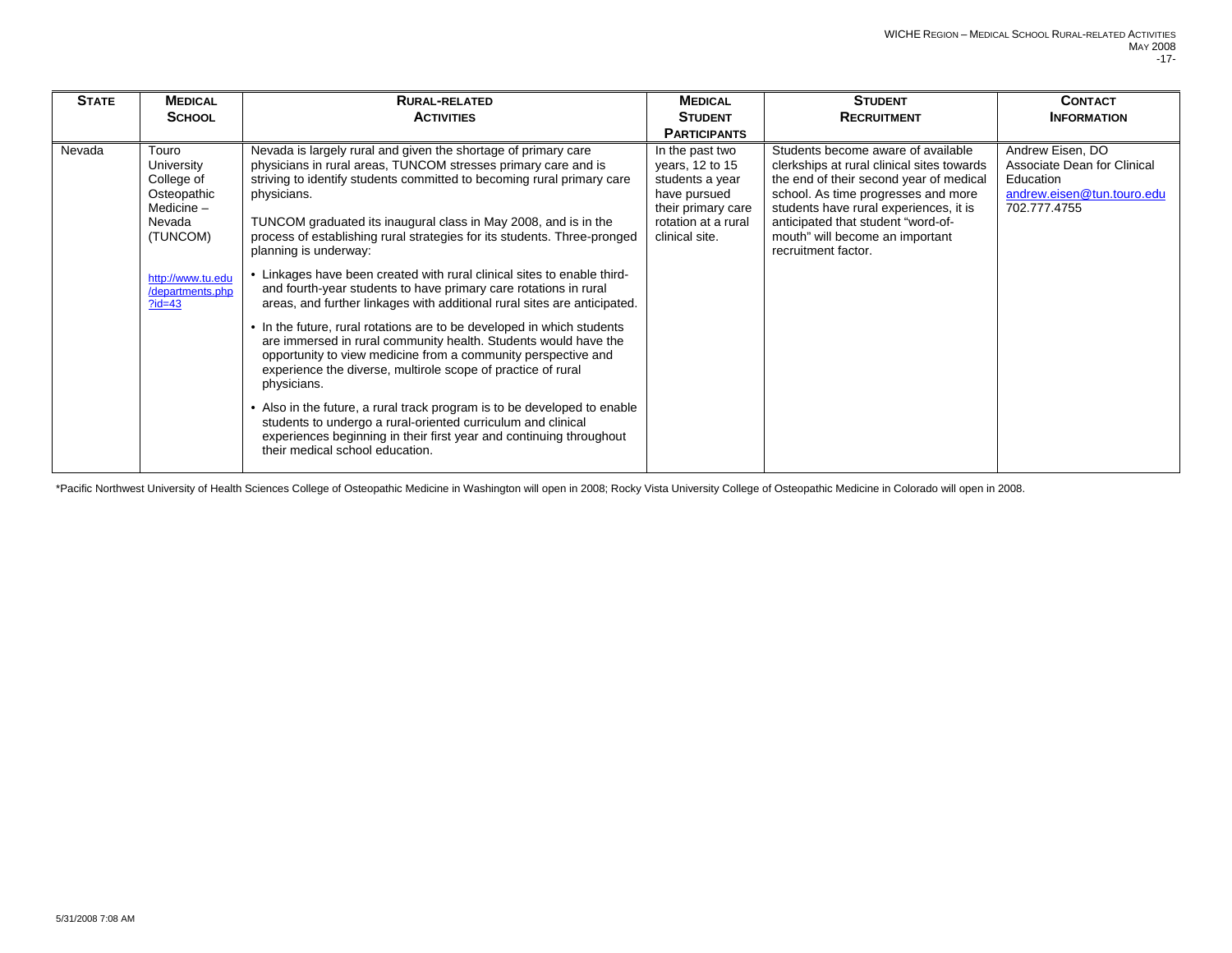| STATE | MEDICAL SCHOOL | RURAL-RELATED ACTIVITIES | MEDICAL STUDENT PARTICIPANTS | STUDENT RECRUITMENT | CONTACT INFORMATION |
|---|---|---|---|---|---|
| Nevada | Touro University College of Osteopathic Medicine – Nevada (TUNCOM)<br><br>http://www.tu.edu/departments.php?id=43 | Nevada is largely rural and given the shortage of primary care physicians in rural areas, TUNCOM stresses primary care and is striving to identify students committed to becoming rural primary care physicians.<br><br>TUNCOM graduated its inaugural class in May 2008, and is in the process of establishing rural strategies for its students. Three-pronged planning is underway:<br><br>• Linkages have been created with rural clinical sites to enable third- and fourth-year students to have primary care rotations in rural areas, and further linkages with additional rural sites are anticipated.<br><br>• In the future, rural rotations are to be developed in which students are immersed in rural community health. Students would have the opportunity to view medicine from a community perspective and experience the diverse, multirole scope of practice of rural physicians.<br><br>• Also in the future, a rural track program is to be developed to enable students to undergo a rural-oriented curriculum and clinical experiences beginning in their first year and continuing throughout their medical school education. | In the past two years, 12 to 15 students a year have pursued their primary care rotation at a rural clinical site. | Students become aware of available clerkships at rural clinical sites towards the end of their second year of medical school. As time progresses and more students have rural experiences, it is anticipated that student "word-of-mouth" will become an important recruitment factor. | Andrew Eisen, DO<br>Associate Dean for Clinical Education<br>andrew.eisen@tun.touro.edu<br>702.777.4755 |

*Pacific Northwest University of Health Sciences College of Osteopathic Medicine in Washington will open in 2008; Rocky Vista University College of Osteopathic Medicine in Colorado will open in 2008.